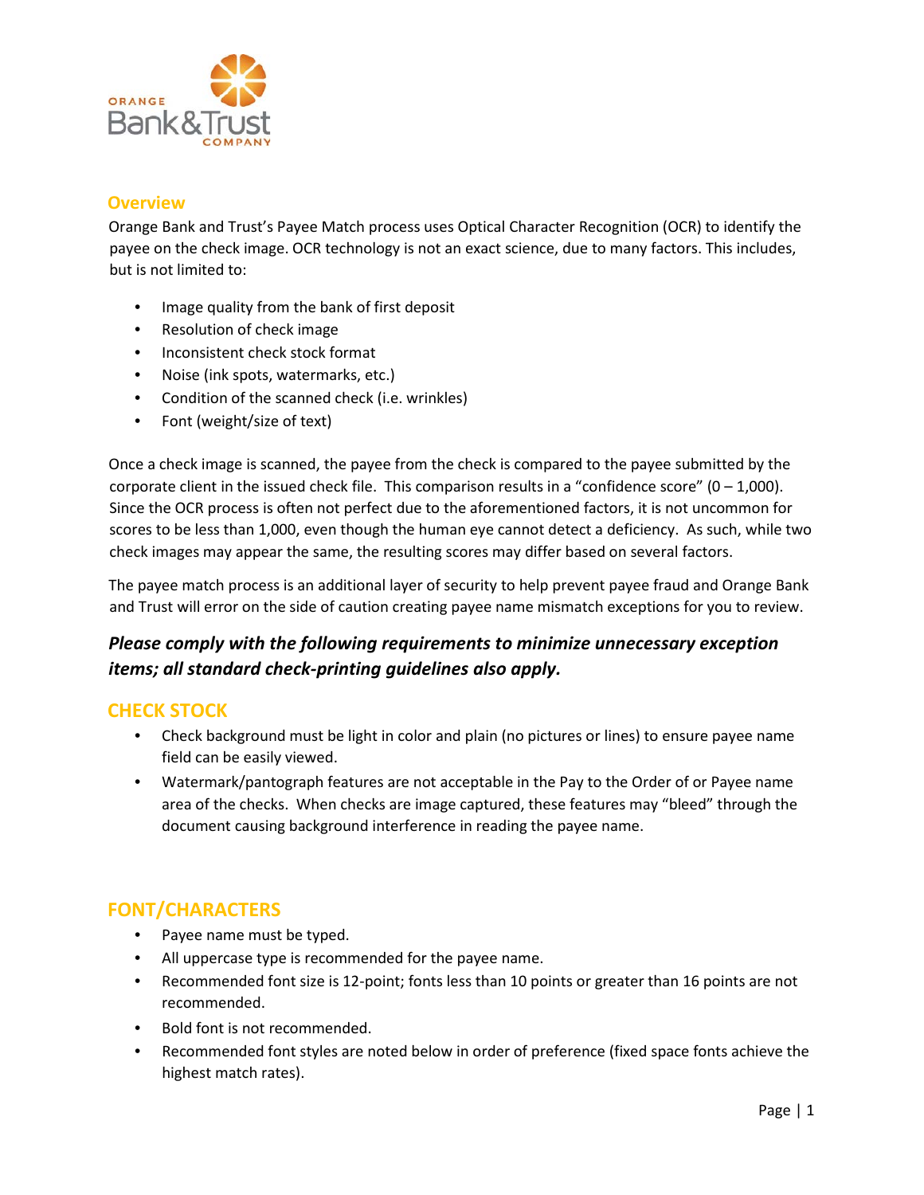## Overview

Orange Bank and Trust's Payee Match process uses Optical Character Recognition (OCR) to identify the payee on the check image. OCR technology is not an exact science, due to many factors. This includes, but is not limited to:

- Image quality from the bank of first deposit
- Resolution of check image
- Inconsistent check stock format
- Noise (ink spots, watermarks, etc.)
- Condition of the scanned check (i.e. wrinkles)
- Font (weight/size of text)

Once a check image is scanned, the payee from the check is compared to the payee submitted by the corporate client in the issued check file. This comparison results in a "confidence score" (0 – 1,000). Since the OCR process is often not perfect due to the aforementioned factors, it is not uncommon for scores to be less than 1,000, even though the human eye cannot detect a deficiency. As such, while two check images may appear the same, the resulting scores may differ based on several factors.

The payee match process is an additional layer of security to help prevent payee fraud and Orange Bank and Trust will error on the side of caution creating payee name mismatch exceptions for you to review.

***Please comply with the following requirements to minimize unnecessary exception items; all standard check-printing guidelines also apply.***

## CHECK STOCK

- Check background must be light in color and plain (no pictures or lines) to ensure payee name field can be easily viewed.
- Watermark/pantograph features are not acceptable in the Pay to the Order of or Payee name area of the checks. When checks are image captured, these features may "bleed" through the document causing background interference in reading the payee name.

## FONT/CHARACTERS

- Payee name must be typed.
- All uppercase type is recommended for the payee name.
- Recommended font size is 12-point; fonts less than 10 points or greater than 16 points are not recommended.
- Bold font is not recommended.
- Recommended font styles are noted below in order of preference (fixed space fonts achieve the highest match rates).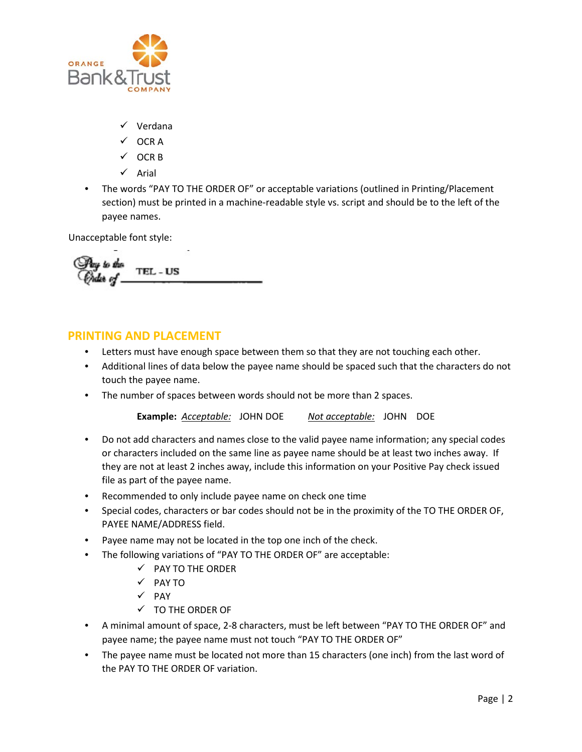- ✓ Verdana
- ✓ OCR A
- ✓ OCR B
- ✓ Arial

- The words "PAY TO THE ORDER OF" or acceptable variations (outlined in Printing/Placement section) must be printed in a machine-readable style vs. script and should be to the left of the payee names.

Unacceptable font style:

## PRINTING AND PLACEMENT

- Letters must have enough space between them so that they are not touching each other.
- Additional lines of data below the payee name should be spaced such that the characters do not touch the payee name.
- The number of spaces between words should not be more than 2 spaces.

  **Example:** _Acceptable:_ JOHN DOE      _Not acceptable:_ JOHN    DOE

- Do not add characters and names close to the valid payee name information; any special codes or characters included on the same line as payee name should be at least two inches away. If they are not at least 2 inches away, include this information on your Positive Pay check issued file as part of the payee name.
- Recommended to only include payee name on check one time
- Special codes, characters or bar codes should not be in the proximity of the TO THE ORDER OF, PAYEE NAME/ADDRESS field.
- Payee name may not be located in the top one inch of the check.
- The following variations of "PAY TO THE ORDER OF" are acceptable:
  - ✓ PAY TO THE ORDER
  - ✓ PAY TO
  - ✓ PAY
  - ✓ TO THE ORDER OF
- A minimal amount of space, 2-8 characters, must be left between "PAY TO THE ORDER OF" and payee name; the payee name must not touch "PAY TO THE ORDER OF"
- The payee name must be located not more than 15 characters (one inch) from the last word of the PAY TO THE ORDER OF variation.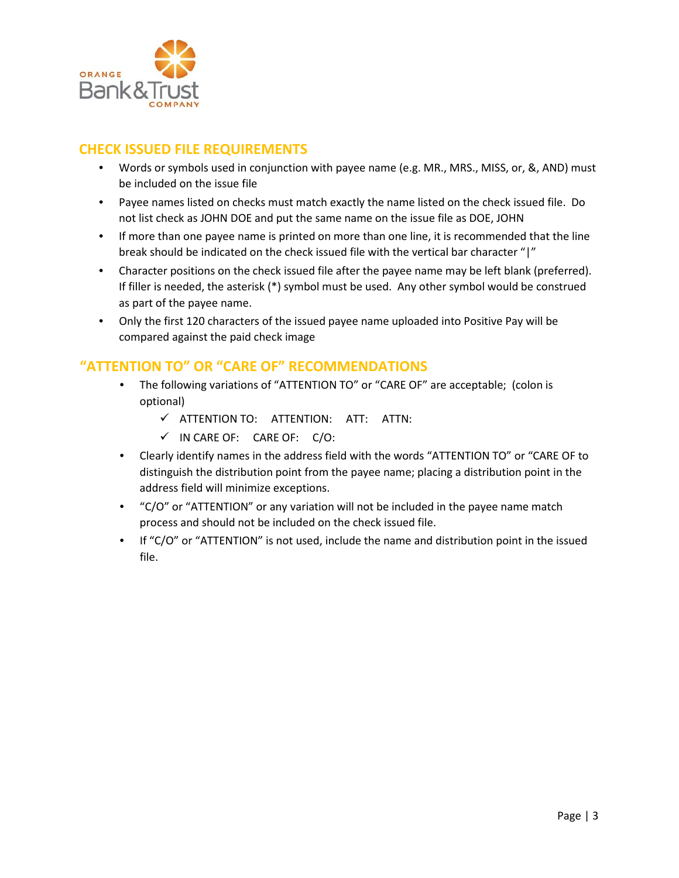## CHECK ISSUED FILE REQUIREMENTS

- Words or symbols used in conjunction with payee name (e.g. MR., MRS., MISS, or, &, AND) must be included on the issue file
- Payee names listed on checks must match exactly the name listed on the check issued file. Do not list check as JOHN DOE and put the same name on the issue file as DOE, JOHN
- If more than one payee name is printed on more than one line, it is recommended that the line break should be indicated on the check issued file with the vertical bar character "|"
- Character positions on the check issued file after the payee name may be left blank (preferred). If filler is needed, the asterisk (*) symbol must be used. Any other symbol would be construed as part of the payee name.
- Only the first 120 characters of the issued payee name uploaded into Positive Pay will be compared against the paid check image

## "ATTENTION TO" OR "CARE OF" RECOMMENDATIONS

- The following variations of "ATTENTION TO" or "CARE OF" are acceptable; (colon is optional)
  - ✓ ATTENTION TO: ATTENTION: ATT: ATTN:
  - ✓ IN CARE OF: CARE OF: C/O:
- Clearly identify names in the address field with the words "ATTENTION TO" or "CARE OF to distinguish the distribution point from the payee name; placing a distribution point in the address field will minimize exceptions.
- "C/O" or "ATTENTION" or any variation will not be included in the payee name match process and should not be included on the check issued file.
- If "C/O" or "ATTENTION" is not used, include the name and distribution point in the issued file.